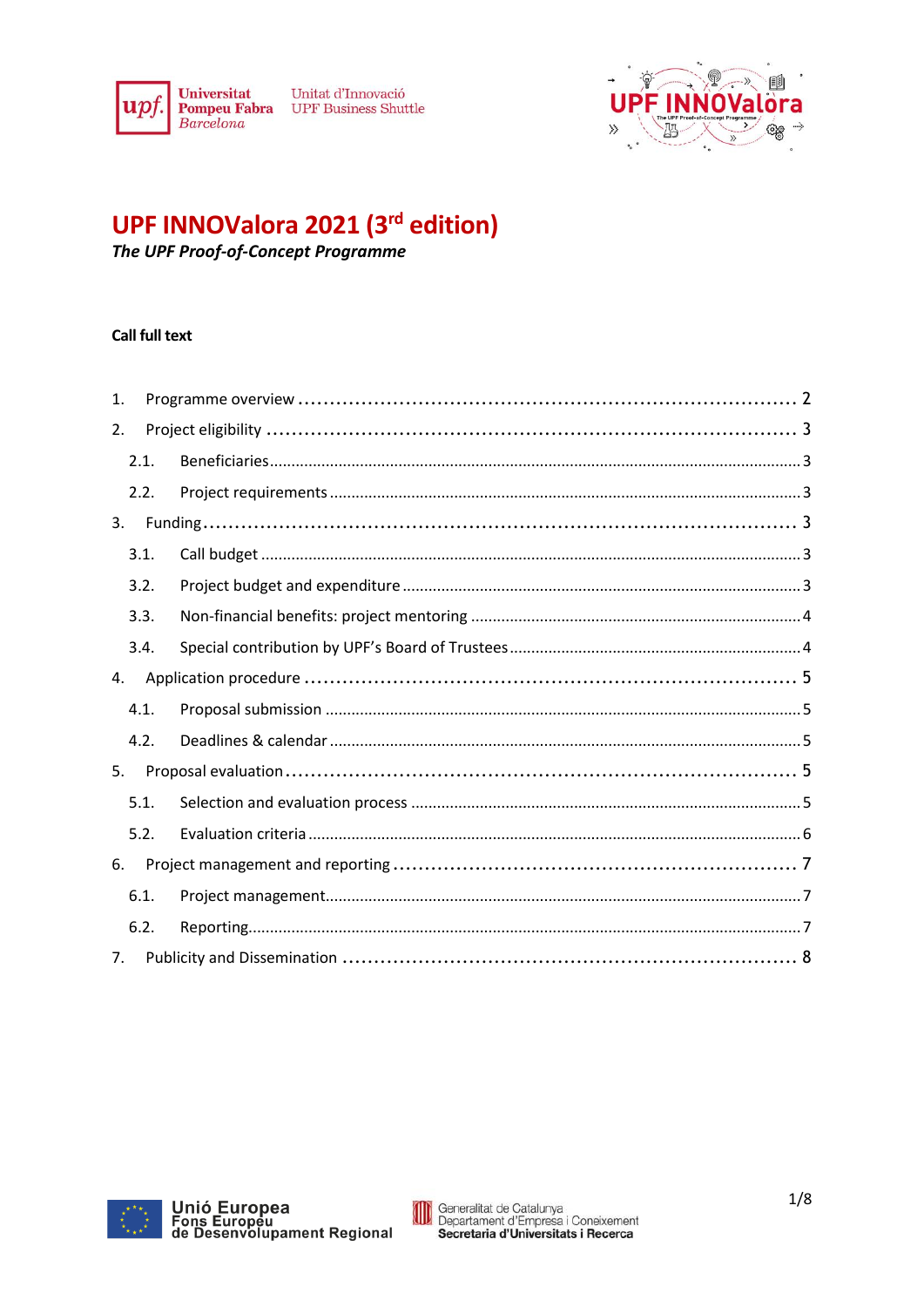# UPF INNOVαlora 2021 (3rd edition)

***The UPF Proof-of-Concept Programme***

**Call full text**

1. Programme overview ........ 2
2. Project eligibility ........ 3
   - 2.1. Beneficiaries ........ 3
   - 2.2. Project requirements ........ 3
3. Funding ........ 3
   - 3.1. Call budget ........ 3
   - 3.2. Project budget and expenditure ........ 3
   - 3.3. Non-financial benefits: project mentoring ........ 4
   - 3.4. Special contribution by UPF's Board of Trustees ........ 4
4. Application procedure ........ 5
   - 4.1. Proposal submission ........ 5
   - 4.2. Deadlines & calendar ........ 5
5. Proposal evaluation ........ 5
   - 5.1. Selection and evaluation process ........ 5
   - 5.2. Evaluation criteria ........ 6
6. Project management and reporting ........ 7
   - 6.1. Project management ........ 7
   - 6.2. Reporting ........ 7
7. Publicity and Dissemination ........ 8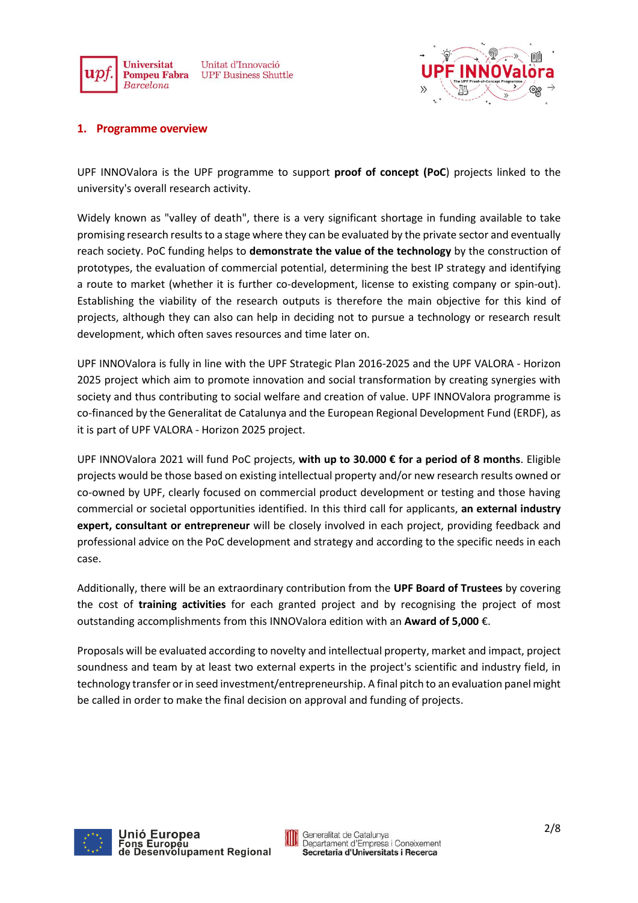## 1. Programme overview

UPF INNOValora is the UPF programme to support **proof of concept (PoC**) projects linked to the university's overall research activity.

Widely known as "valley of death", there is a very significant shortage in funding available to take promising research results to a stage where they can be evaluated by the private sector and eventually reach society. PoC funding helps to **demonstrate the value of the technology** by the construction of prototypes, the evaluation of commercial potential, determining the best IP strategy and identifying a route to market (whether it is further co-development, license to existing company or spin-out). Establishing the viability of the research outputs is therefore the main objective for this kind of projects, although they can also can help in deciding not to pursue a technology or research result development, which often saves resources and time later on.

UPF INNOValora is fully in line with the UPF Strategic Plan 2016-2025 and the UPF VALORA - Horizon 2025 project which aim to promote innovation and social transformation by creating synergies with society and thus contributing to social welfare and creation of value. UPF INNOValora programme is co-financed by the Generalitat de Catalunya and the European Regional Development Fund (ERDF), as it is part of UPF VALORA - Horizon 2025 project.

UPF INNOValora 2021 will fund PoC projects, **with up to 30.000 € for a period of 8 months**. Eligible projects would be those based on existing intellectual property and/or new research results owned or co-owned by UPF, clearly focused on commercial product development or testing and those having commercial or societal opportunities identified. In this third call for applicants, **an external industry expert, consultant or entrepreneur** will be closely involved in each project, providing feedback and professional advice on the PoC development and strategy and according to the specific needs in each case.

Additionally, there will be an extraordinary contribution from the **UPF Board of Trustees** by covering the cost of **training activities** for each granted project and by recognising the project of most outstanding accomplishments from this INNOValora edition with an **Award of 5,000** €.

Proposals will be evaluated according to novelty and intellectual property, market and impact, project soundness and team by at least two external experts in the project's scientific and industry field, in technology transfer or in seed investment/entrepreneurship. A final pitch to an evaluation panel might be called in order to make the final decision on approval and funding of projects.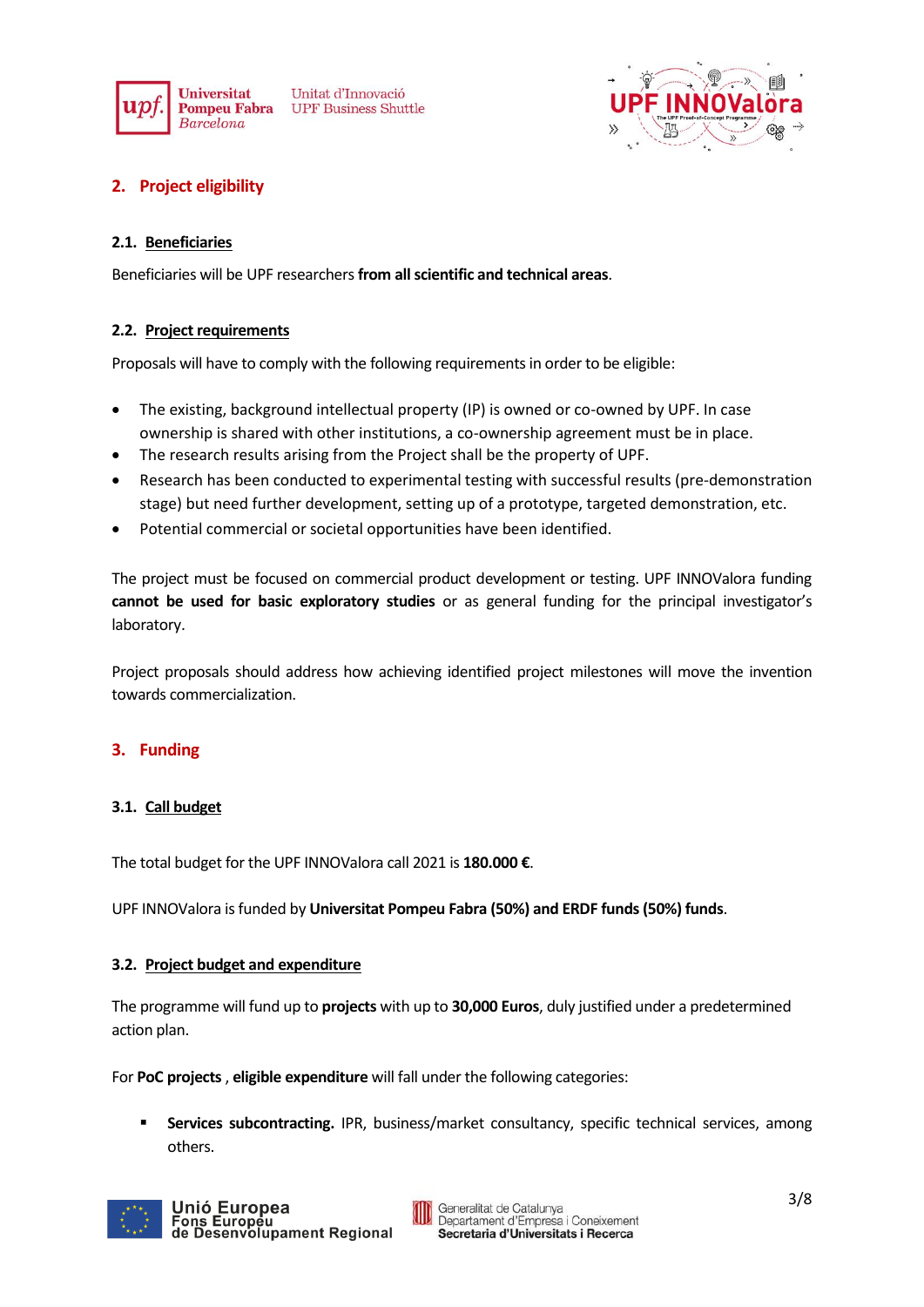## 2. Project eligibility

### 2.1. Beneficiaries

Beneficiaries will be UPF researchers **from all scientific and technical areas**.

### 2.2. Project requirements

Proposals will have to comply with the following requirements in order to be eligible:

- The existing, background intellectual property (IP) is owned or co-owned by UPF. In case ownership is shared with other institutions, a co-ownership agreement must be in place.
- The research results arising from the Project shall be the property of UPF.
- Research has been conducted to experimental testing with successful results (pre-demonstration stage) but need further development, setting up of a prototype, targeted demonstration, etc.
- Potential commercial or societal opportunities have been identified.

The project must be focused on commercial product development or testing. UPF INNOValora funding **cannot be used for basic exploratory studies** or as general funding for the principal investigator's laboratory.

Project proposals should address how achieving identified project milestones will move the invention towards commercialization.

## 3. Funding

### 3.1. Call budget

The total budget for the UPF INNOValora call 2021 is **180.000 €**.

UPF INNOValora is funded by **Universitat Pompeu Fabra (50%) and ERDF funds (50%) funds**.

### 3.2. Project budget and expenditure

The programme will fund up to **projects** with up to **30,000 Euros**, duly justified under a predetermined action plan.

For **PoC projects** , **eligible expenditure** will fall under the following categories:

- **Services subcontracting.** IPR, business/market consultancy, specific technical services, among others.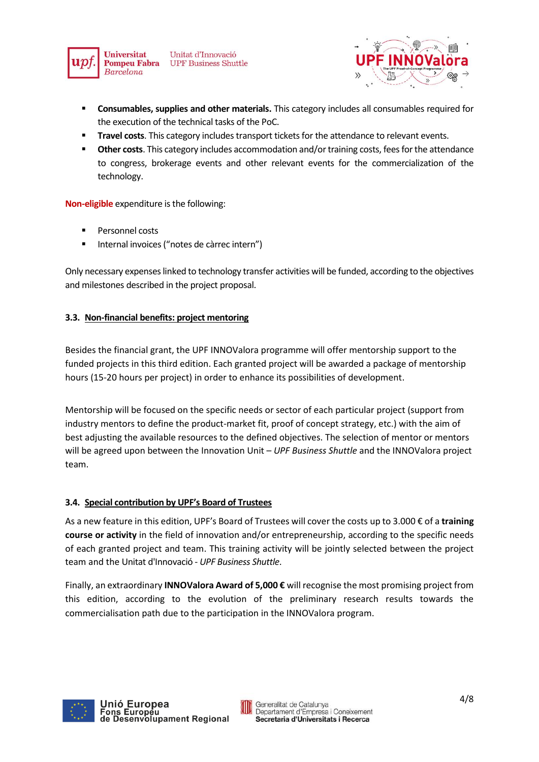- **Consumables, supplies and other materials.** This category includes all consumables required for the execution of the technical tasks of the PoC.
- **Travel costs**. This category includes transport tickets for the attendance to relevant events.
- **Other costs**. This category includes accommodation and/or training costs, fees for the attendance to congress, brokerage events and other relevant events for the commercialization of the technology.

**Non-eligible** expenditure is the following:

- Personnel costs
- Internal invoices ("notes de càrrec intern")

Only necessary expenses linked to technology transfer activities will be funded, according to the objectives and milestones described in the project proposal.

### 3.3. Non-financial benefits: project mentoring

Besides the financial grant, the UPF INNOValora programme will offer mentorship support to the funded projects in this third edition. Each granted project will be awarded a package of mentorship hours (15-20 hours per project) in order to enhance its possibilities of development.

Mentorship will be focused on the specific needs or sector of each particular project (support from industry mentors to define the product-market fit, proof of concept strategy, etc.) with the aim of best adjusting the available resources to the defined objectives. The selection of mentor or mentors will be agreed upon between the Innovation Unit – *UPF Business Shuttle* and the INNOValora project team.

### 3.4. Special contribution by UPF's Board of Trustees

As a new feature in this edition, UPF's Board of Trustees will cover the costs up to 3.000 € of a **training course or activity** in the field of innovation and/or entrepreneurship, according to the specific needs of each granted project and team. This training activity will be jointly selected between the project team and the Unitat d'Innovació - *UPF Business Shuttle*.

Finally, an extraordinary **INNOValora Award of 5,000 €** will recognise the most promising project from this edition, according to the evolution of the preliminary research results towards the commercialisation path due to the participation in the INNOValora program.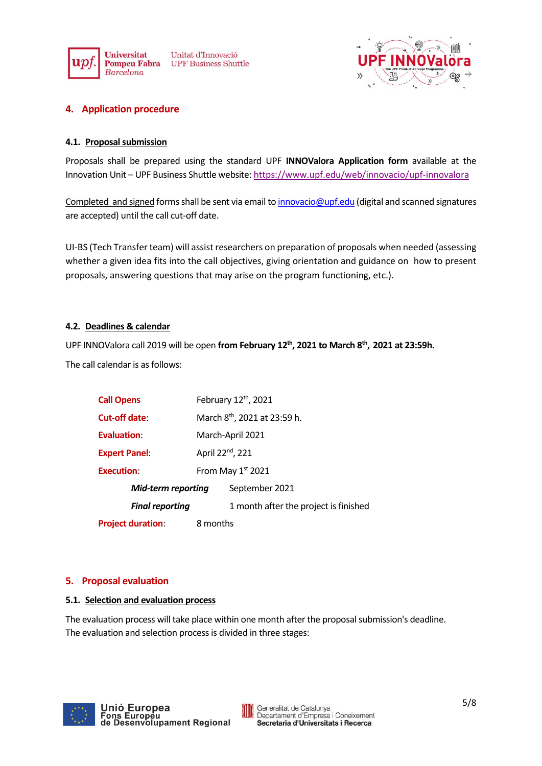## 4. Application procedure

### 4.1. Proposal submission

Proposals shall be prepared using the standard UPF **INNOValora Application form** available at the Innovation Unit – UPF Business Shuttle website: https://www.upf.edu/web/innovacio/upf-innovalora

Completed and signed forms shall be sent via email to innovacio@upf.edu (digital and scanned signatures are accepted) until the call cut-off date.

UI-BS (Tech Transfer team) will assist researchers on preparation of proposals when needed (assessing whether a given idea fits into the call objectives, giving orientation and guidance on how to present proposals, answering questions that may arise on the program functioning, etc.).

### 4.2. Deadlines & calendar

UPF INNOValora call 2019 will be open **from February 12th, 2021 to March 8th, 2021 at 23:59h.**

The call calendar is as follows:

| | |
|---|---|
| **Call Opens** | February 12th, 2021 |
| **Cut-off date**: | March 8th, 2021 at 23:59 h. |
| **Evaluation**: | March-April 2021 |
| **Expert Panel**: | April 22nd, 221 |
| **Execution**: | From May 1st 2021 |
| ***Mid-term reporting*** | September 2021 |
| ***Final reporting*** | 1 month after the project is finished |
| **Project duration**: | 8 months |

## 5. Proposal evaluation

### 5.1. Selection and evaluation process

The evaluation process will take place within one month after the proposal submission's deadline. The evaluation and selection process is divided in three stages: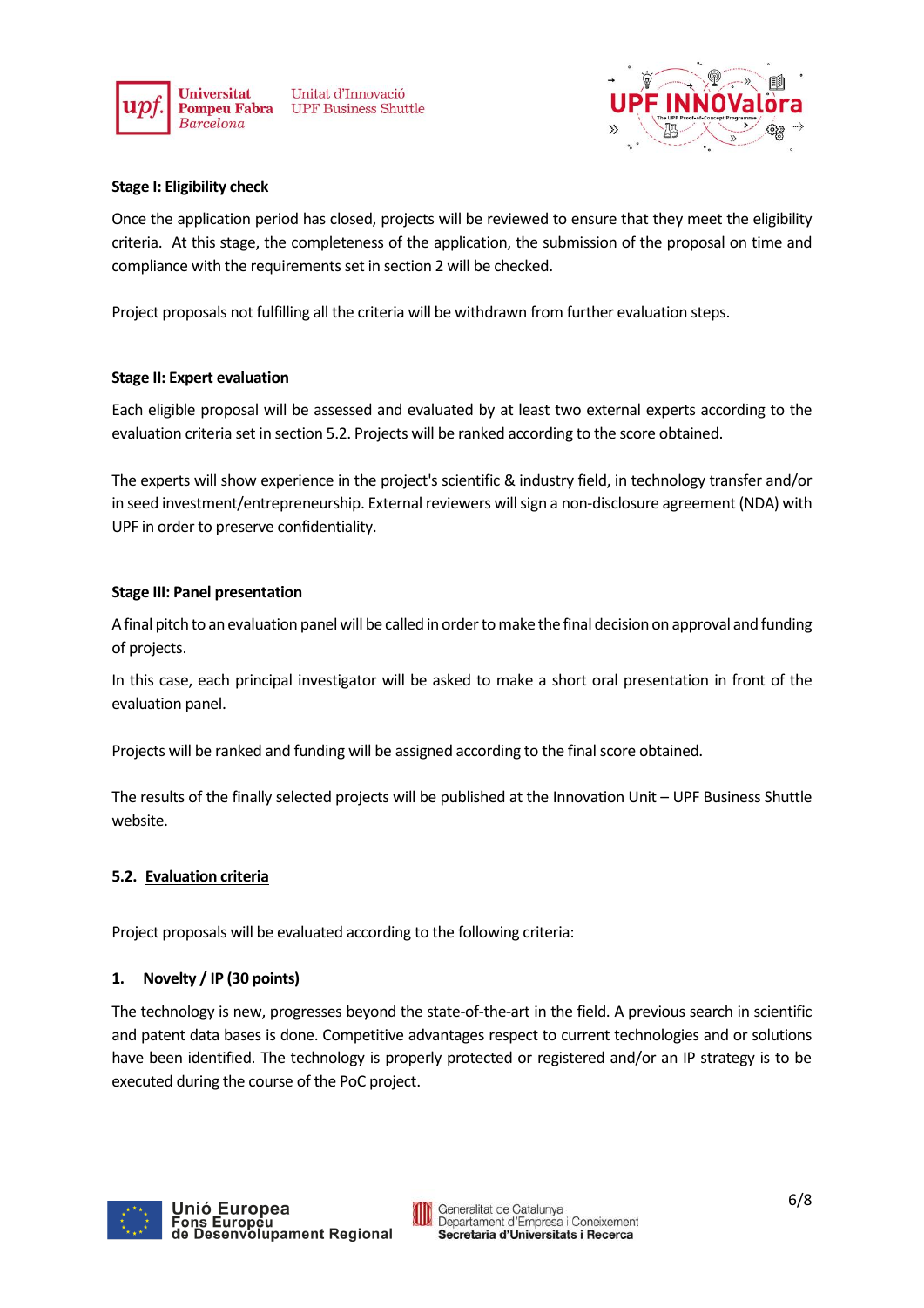**Stage I: Eligibility check**

Once the application period has closed, projects will be reviewed to ensure that they meet the eligibility criteria. At this stage, the completeness of the application, the submission of the proposal on time and compliance with the requirements set in section 2 will be checked.

Project proposals not fulfilling all the criteria will be withdrawn from further evaluation steps.

**Stage II: Expert evaluation**

Each eligible proposal will be assessed and evaluated by at least two external experts according to the evaluation criteria set in section 5.2. Projects will be ranked according to the score obtained.

The experts will show experience in the project's scientific & industry field, in technology transfer and/or in seed investment/entrepreneurship. External reviewers will sign a non-disclosure agreement (NDA) with UPF in order to preserve confidentiality.

**Stage III: Panel presentation**

A final pitch to an evaluation panel will be called in order to make the final decision on approval and funding of projects.

In this case, each principal investigator will be asked to make a short oral presentation in front of the evaluation panel.

Projects will be ranked and funding will be assigned according to the final score obtained.

The results of the finally selected projects will be published at the Innovation Unit – UPF Business Shuttle website.

### 5.2. Evaluation criteria

Project proposals will be evaluated according to the following criteria:

**1. Novelty / IP (30 points)**

The technology is new, progresses beyond the state-of-the-art in the field. A previous search in scientific and patent data bases is done. Competitive advantages respect to current technologies and or solutions have been identified. The technology is properly protected or registered and/or an IP strategy is to be executed during the course of the PoC project.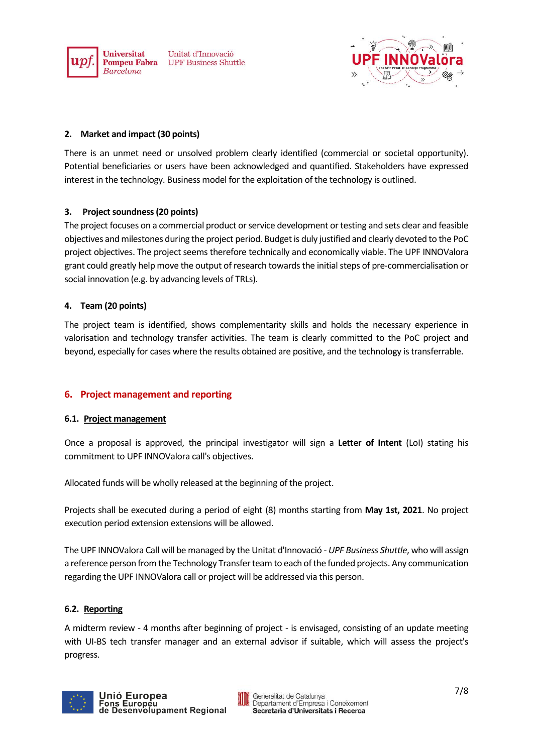**2. Market and impact (30 points)**

There is an unmet need or unsolved problem clearly identified (commercial or societal opportunity). Potential beneficiaries or users have been acknowledged and quantified. Stakeholders have expressed interest in the technology. Business model for the exploitation of the technology is outlined.

**3. Project soundness (20 points)**

The project focuses on a commercial product or service development or testing and sets clear and feasible objectives and milestones during the project period. Budget is duly justified and clearly devoted to the PoC project objectives. The project seems therefore technically and economically viable. The UPF INNOValora grant could greatly help move the output of research towards the initial steps of pre-commercialisation or social innovation (e.g. by advancing levels of TRLs).

**4. Team (20 points)**

The project team is identified, shows complementarity skills and holds the necessary experience in valorisation and technology transfer activities. The team is clearly committed to the PoC project and beyond, especially for cases where the results obtained are positive, and the technology is transferrable.

## 6. Project management and reporting

### 6.1. Project management

Once a proposal is approved, the principal investigator will sign a **Letter of Intent** (LoI) stating his commitment to UPF INNOValora call's objectives.

Allocated funds will be wholly released at the beginning of the project.

Projects shall be executed during a period of eight (8) months starting from **May 1st, 2021**. No project execution period extension extensions will be allowed.

The UPF INNOValora Call will be managed by the Unitat d'Innovació - *UPF Business Shuttle*, who will assign a reference person from the Technology Transfer team to each of the funded projects. Any communication regarding the UPF INNOValora call or project will be addressed via this person.

### 6.2. Reporting

A midterm review - 4 months after beginning of project - is envisaged, consisting of an update meeting with UI-BS tech transfer manager and an external advisor if suitable, which will assess the project's progress.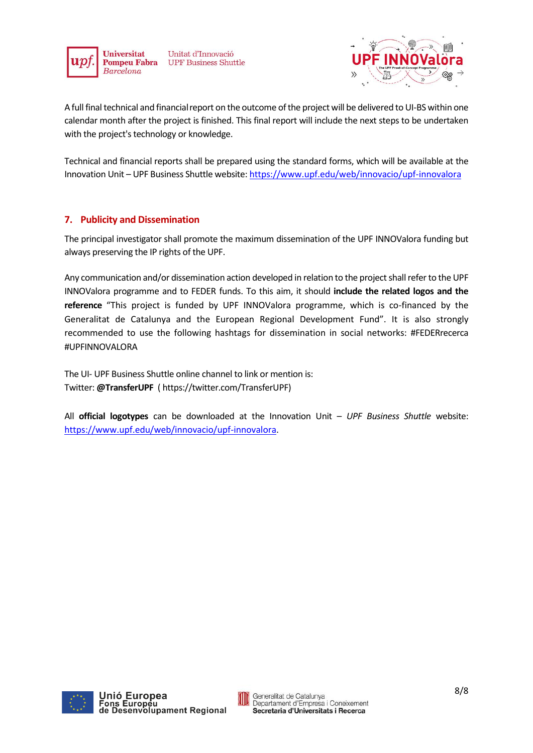A full final technical and financial report on the outcome of the project will be delivered to UI-BS within one calendar month after the project is finished. This final report will include the next steps to be undertaken with the project's technology or knowledge.

Technical and financial reports shall be prepared using the standard forms, which will be available at the Innovation Unit – UPF Business Shuttle website: https://www.upf.edu/web/innovacio/upf-innovalora

## 7. Publicity and Dissemination

The principal investigator shall promote the maximum dissemination of the UPF INNOVálora funding but always preserving the IP rights of the UPF.

Any communication and/or dissemination action developed in relation to the project shall refer to the UPF INNOValora programme and to FEDER funds. To this aim, it should **include the related logos and the reference** "This project is funded by UPF INNOValora programme, which is co-financed by the Generalitat de Catalunya and the European Regional Development Fund". It is also strongly recommended to use the following hashtags for dissemination in social networks: #FEDERrecerca #UPFINNOVALORA

The UI- UPF Business Shuttle online channel to link or mention is:
Twitter: **@TransferUPF** ( https://twitter.com/TransferUPF)

All **official logotypes** can be downloaded at the Innovation Unit – *UPF Business Shuttle* website: https://www.upf.edu/web/innovacio/upf-innovalora.